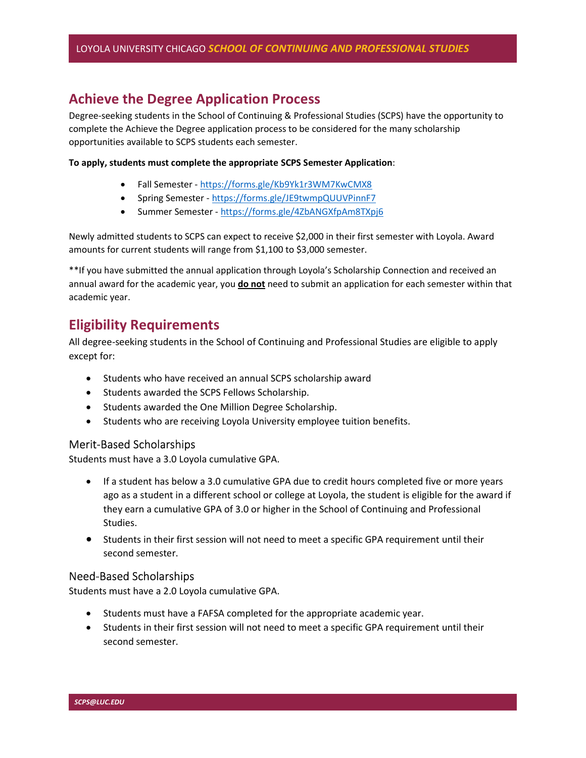## Achieve the Degree Application Process

Degree-seeking students in the School of Continuing & Professional Studies (SCPS) have the opportunity to complete the Achieve the Degree application process to be considered for the many scholarship opportunities available to SCPS students each semester.

**To apply, students must complete the appropriate SCPS Semester Application**:

- Fall Semester - https://forms.gle/Kb9Yk1r3WM7KwCMX8
- Spring Semester - https://forms.gle/JE9twmpQUUVPinnF7
- Summer Semester - https://forms.gle/4ZbANGXfpAm8TXpj6

Newly admitted students to SCPS can expect to receive $2,000 in their first semester with Loyola. Award amounts for current students will range from $1,100 to $3,000 semester.

**If you have submitted the annual application through Loyola's Scholarship Connection and received an annual award for the academic year, you **do not** need to submit an application for each semester within that academic year.

## Eligibility Requirements

All degree-seeking students in the School of Continuing and Professional Studies are eligible to apply except for:

- Students who have received an annual SCPS scholarship award
- Students awarded the SCPS Fellows Scholarship.
- Students awarded the One Million Degree Scholarship.
- Students who are receiving Loyola University employee tuition benefits.

### Merit-Based Scholarships

Students must have a 3.0 Loyola cumulative GPA.

- If a student has below a 3.0 cumulative GPA due to credit hours completed five or more years ago as a student in a different school or college at Loyola, the student is eligible for the award if they earn a cumulative GPA of 3.0 or higher in the School of Continuing and Professional Studies.
- Students in their first session will not need to meet a specific GPA requirement until their second semester.

### Need-Based Scholarships

Students must have a 2.0 Loyola cumulative GPA.

- Students must have a FAFSA completed for the appropriate academic year.
- Students in their first session will not need to meet a specific GPA requirement until their second semester.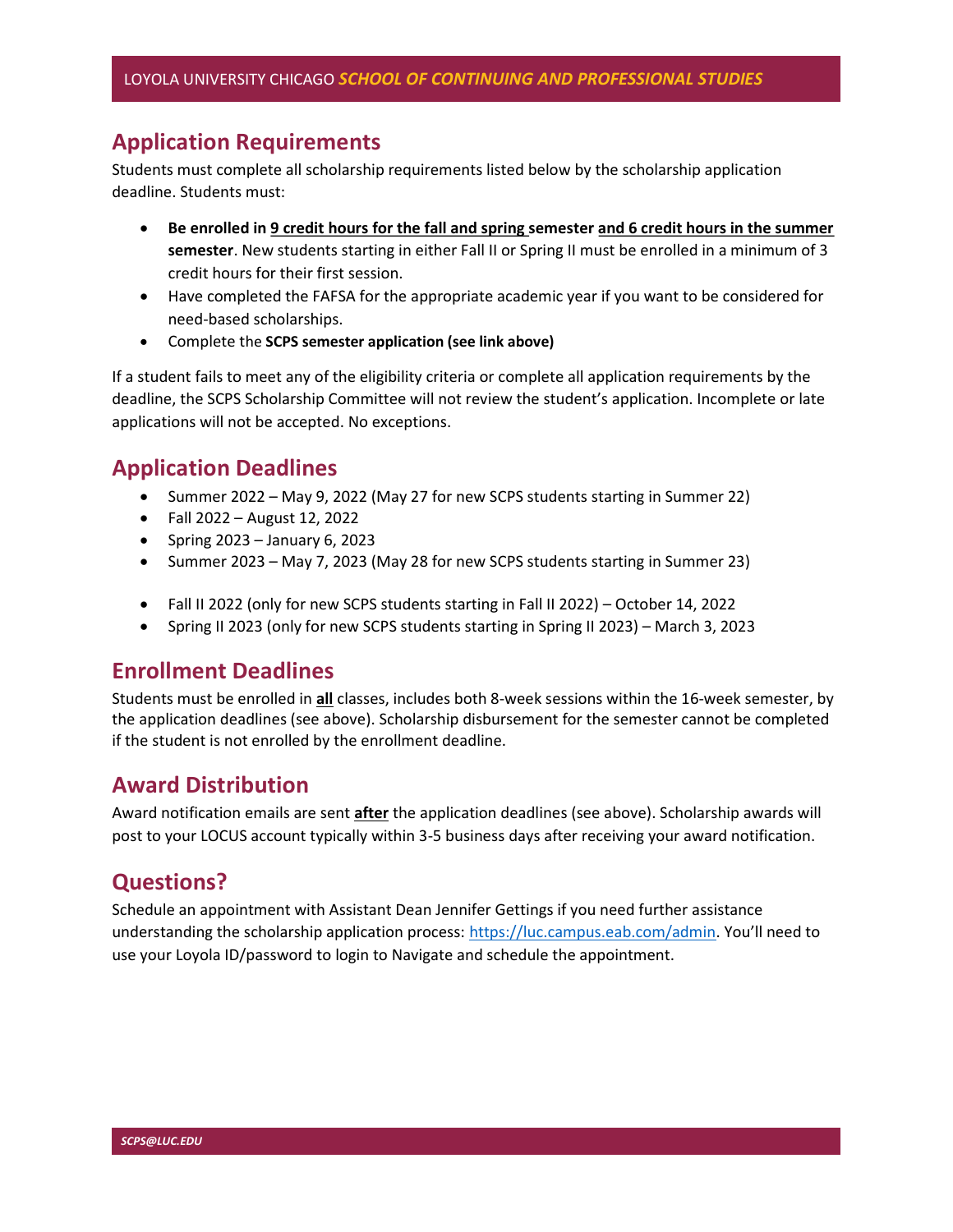## Application Requirements

Students must complete all scholarship requirements listed below by the scholarship application deadline. Students must:

- **Be enrolled in 9 credit hours for the fall and spring semester and 6 credit hours in the summer semester**. New students starting in either Fall II or Spring II must be enrolled in a minimum of 3 credit hours for their first session.
- Have completed the FAFSA for the appropriate academic year if you want to be considered for need-based scholarships.
- Complete the **SCPS semester application (see link above)**

If a student fails to meet any of the eligibility criteria or complete all application requirements by the deadline, the SCPS Scholarship Committee will not review the student's application. Incomplete or late applications will not be accepted. No exceptions.

## Application Deadlines

- Summer 2022 – May 9, 2022 (May 27 for new SCPS students starting in Summer 22)
- Fall 2022 – August 12, 2022
- Spring 2023 – January 6, 2023
- Summer 2023 – May 7, 2023 (May 28 for new SCPS students starting in Summer 23)

- Fall II 2022 (only for new SCPS students starting in Fall II 2022) – October 14, 2022
- Spring II 2023 (only for new SCPS students starting in Spring II 2023) – March 3, 2023

## Enrollment Deadlines

Students must be enrolled in **all** classes, includes both 8-week sessions within the 16-week semester, by the application deadlines (see above). Scholarship disbursement for the semester cannot be completed if the student is not enrolled by the enrollment deadline.

## Award Distribution

Award notification emails are sent **after** the application deadlines (see above). Scholarship awards will post to your LOCUS account typically within 3-5 business days after receiving your award notification.

## Questions?

Schedule an appointment with Assistant Dean Jennifer Gettings if you need further assistance understanding the scholarship application process: https://luc.campus.eab.com/admin. You'll need to use your Loyola ID/password to login to Navigate and schedule the appointment.